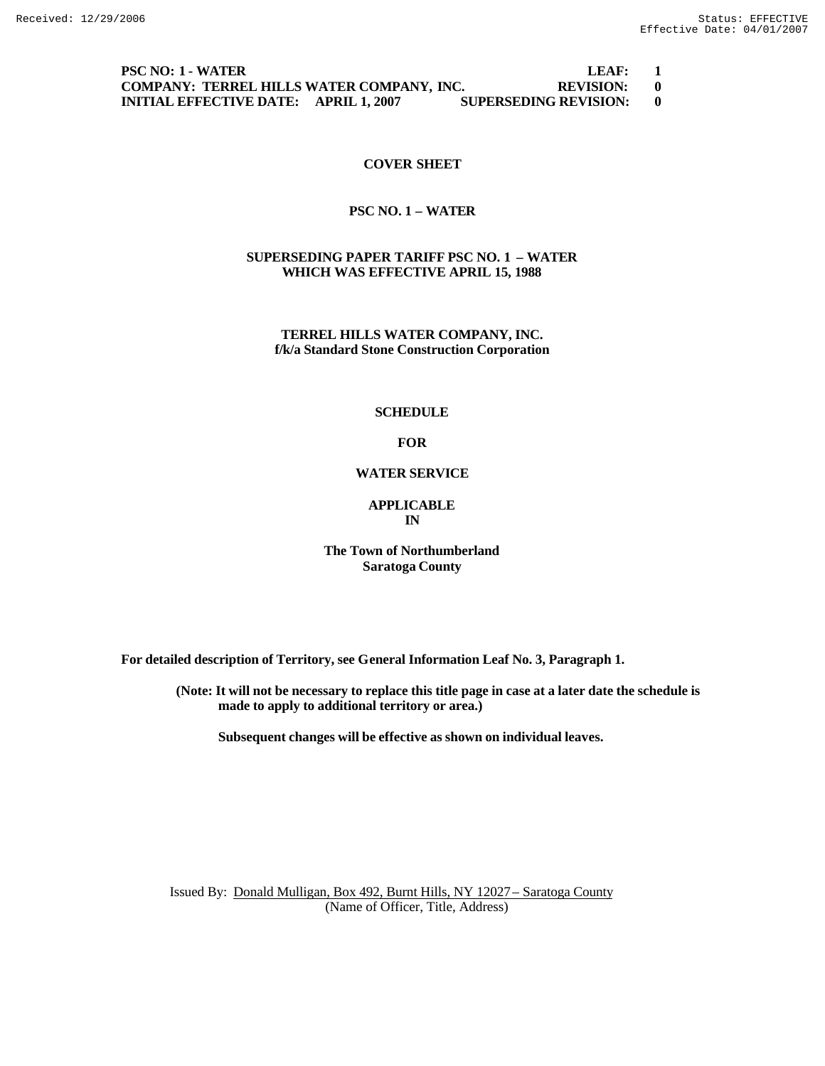PSC NO: 1 - WATER LEAF: 1
COMPANY: TERREL HILLS WATER COMPANY, INC. REVISION: 0
INITIAL EFFECTIVE DATE: APRIL 1, 2007 SUPERSEDING REVISION: 0

# COVER SHEET

## PSC NO. 1 – WATER

**SUPERSEDING PAPER TARIFF PSC NO. 1 – WATER**
**WHICH WAS EFFECTIVE APRIL 15, 1988**

**TERREL HILLS WATER COMPANY, INC.**
**f/k/a Standard Stone Construction Corporation**

**SCHEDULE**

**FOR**

**WATER SERVICE**

**APPLICABLE**
**IN**

**The Town of Northumberland**
**Saratoga County**

**For detailed description of Territory, see General Information Leaf No. 3, Paragraph 1.**

**(Note: It will not be necessary to replace this title page in case at a later date the schedule is made to apply to additional territory or area.)**

**Subsequent changes will be effective as shown on individual leaves.**

Issued By: Donald Mulligan, Box 492, Burnt Hills, NY 12027 – Saratoga County
(Name of Officer, Title, Address)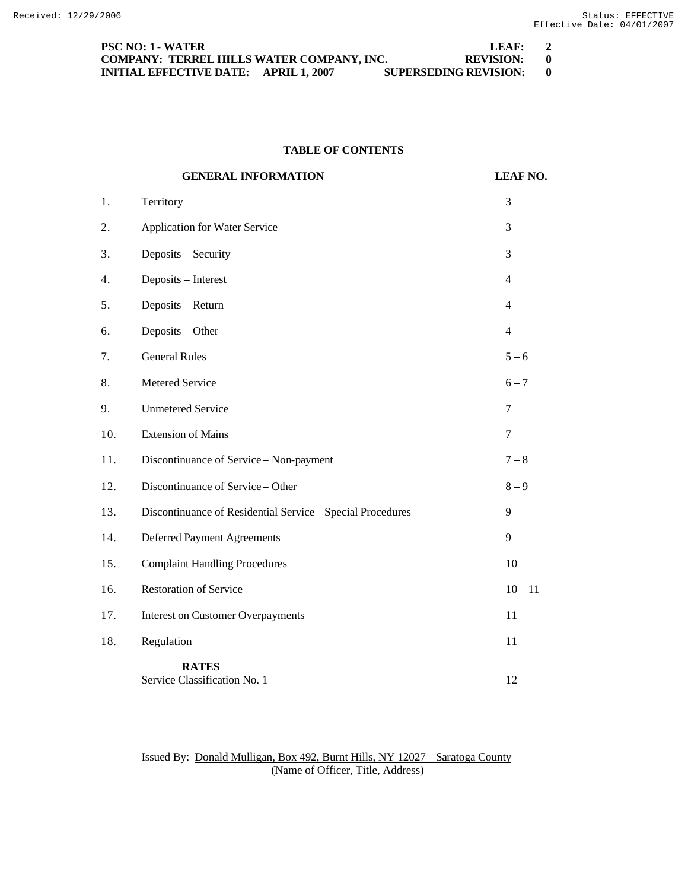Received: 12/29/2006 Status: EFFECTIVE
Effective Date: 04/01/2007

**PSC NO: 1 - WATER** **LEAF: 2**
**COMPANY: TERREL HILLS WATER COMPANY, INC.** **REVISION: 0**
**INITIAL EFFECTIVE DATE: APRIL 1, 2007** **SUPERSEDING REVISION: 0**

## TABLE OF CONTENTS

| | **GENERAL INFORMATION** | **LEAF NO.** |
|---|---|---|
| 1. | Territory | 3 |
| 2. | Application for Water Service | 3 |
| 3. | Deposits – Security | 3 |
| 4. | Deposits – Interest | 4 |
| 5. | Deposits – Return | 4 |
| 6. | Deposits – Other | 4 |
| 7. | General Rules | 5 – 6 |
| 8. | Metered Service | 6 – 7 |
| 9. | Unmetered Service | 7 |
| 10. | Extension of Mains | 7 |
| 11. | Discontinuance of Service – Non-payment | 7 – 8 |
| 12. | Discontinuance of Service – Other | 8 – 9 |
| 13. | Discontinuance of Residential Service – Special Procedures | 9 |
| 14. | Deferred Payment Agreements | 9 |
| 15. | Complaint Handling Procedures | 10 |
| 16. | Restoration of Service | 10 – 11 |
| 17. | Interest on Customer Overpayments | 11 |
| 18. | Regulation | 11 |
| | **RATES** | |
| | Service Classification No. 1 | 12 |

Issued By: Donald Mulligan, Box 492, Burnt Hills, NY 12027 – Saratoga County
(Name of Officer, Title, Address)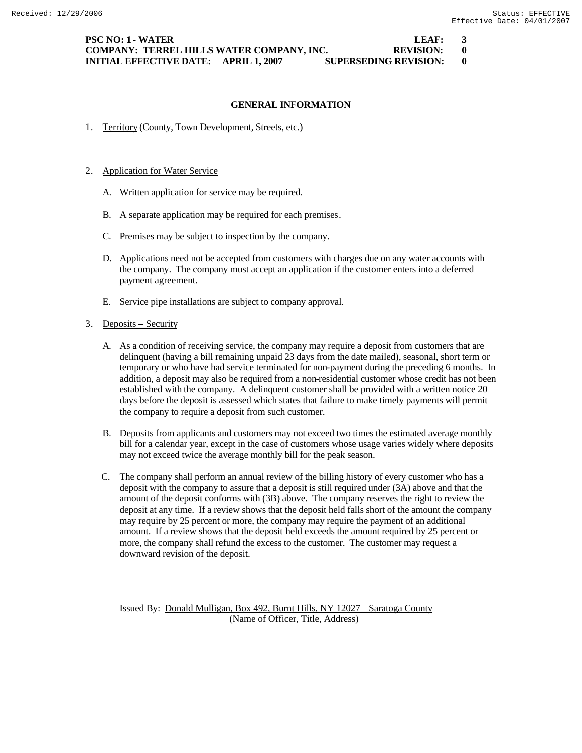**PSC NO: 1 - WATER LEAF: 3**
**COMPANY: TERREL HILLS WATER COMPANY, INC. REVISION: 0**
**INITIAL EFFECTIVE DATE: APRIL 1, 2007 SUPERSEDING REVISION: 0**

## GENERAL INFORMATION

1. Territory (County, Town Development, Streets, etc.)

2. Application for Water Service

   A. Written application for service may be required.

   B. A separate application may be required for each premises.

   C. Premises may be subject to inspection by the company.

   D. Applications need not be accepted from customers with charges due on any water accounts with the company. The company must accept an application if the customer enters into a deferred payment agreement.

   E. Service pipe installations are subject to company approval.

3. Deposits – Security

   A. As a condition of receiving service, the company may require a deposit from customers that are delinquent (having a bill remaining unpaid 23 days from the date mailed), seasonal, short term or temporary or who have had service terminated for non-payment during the preceding 6 months. In addition, a deposit may also be required from a non-residential customer whose credit has not been established with the company. A delinquent customer shall be provided with a written notice 20 days before the deposit is assessed which states that failure to make timely payments will permit the company to require a deposit from such customer.

   B. Deposits from applicants and customers may not exceed two times the estimated average monthly bill for a calendar year, except in the case of customers whose usage varies widely where deposits may not exceed twice the average monthly bill for the peak season.

   C. The company shall perform an annual review of the billing history of every customer who has a deposit with the company to assure that a deposit is still required under (3A) above and that the amount of the deposit conforms with (3B) above. The company reserves the right to review the deposit at any time. If a review shows that the deposit held falls short of the amount the company may require by 25 percent or more, the company may require the payment of an additional amount. If a review shows that the deposit held exceeds the amount required by 25 percent or more, the company shall refund the excess to the customer. The customer may request a downward revision of the deposit.

Issued By: Donald Mulligan, Box 492, Burnt Hills, NY 12027 – Saratoga County
(Name of Officer, Title, Address)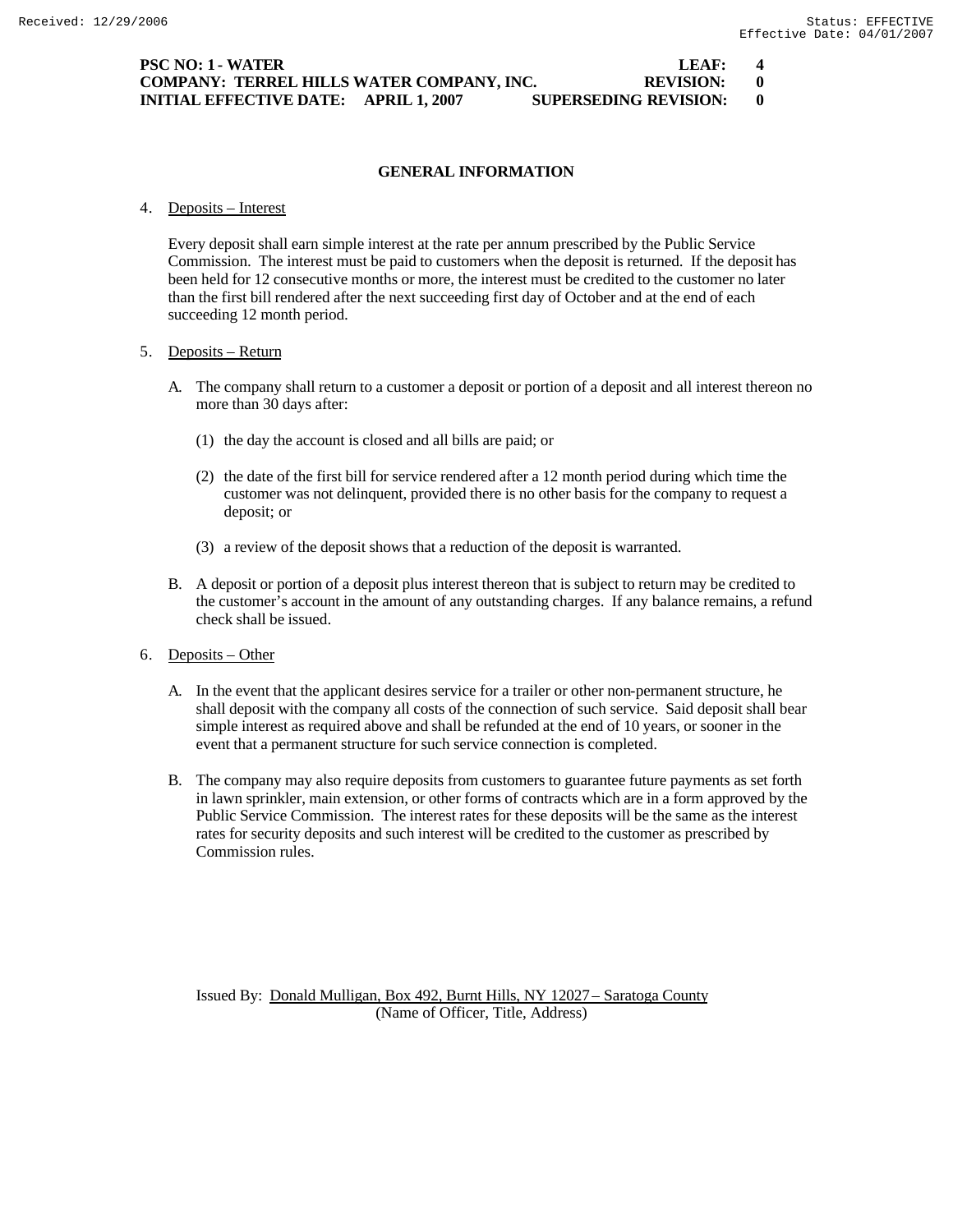**PSC NO: 1 - WATER** **LEAF: 4**
**COMPANY: TERREL HILLS WATER COMPANY, INC.** **REVISION: 0**
**INITIAL EFFECTIVE DATE: APRIL 1, 2007** **SUPERSEDING REVISION: 0**

## GENERAL INFORMATION

4. Deposits – Interest

   Every deposit shall earn simple interest at the rate per annum prescribed by the Public Service Commission. The interest must be paid to customers when the deposit is returned. If the deposit has been held for 12 consecutive months or more, the interest must be credited to the customer no later than the first bill rendered after the next succeeding first day of October and at the end of each succeeding 12 month period.

5. Deposits – Return

   A. The company shall return to a customer a deposit or portion of a deposit and all interest thereon no more than 30 days after:

      (1) the day the account is closed and all bills are paid; or

      (2) the date of the first bill for service rendered after a 12 month period during which time the customer was not delinquent, provided there is no other basis for the company to request a deposit; or

      (3) a review of the deposit shows that a reduction of the deposit is warranted.

   B. A deposit or portion of a deposit plus interest thereon that is subject to return may be credited to the customer's account in the amount of any outstanding charges. If any balance remains, a refund check shall be issued.

6. Deposits – Other

   A. In the event that the applicant desires service for a trailer or other non-permanent structure, he shall deposit with the company all costs of the connection of such service. Said deposit shall bear simple interest as required above and shall be refunded at the end of 10 years, or sooner in the event that a permanent structure for such service connection is completed.

   B. The company may also require deposits from customers to guarantee future payments as set forth in lawn sprinkler, main extension, or other forms of contracts which are in a form approved by the Public Service Commission. The interest rates for these deposits will be the same as the interest rates for security deposits and such interest will be credited to the customer as prescribed by Commission rules.

Issued By: Donald Mulligan, Box 492, Burnt Hills, NY 12027 – Saratoga County
(Name of Officer, Title, Address)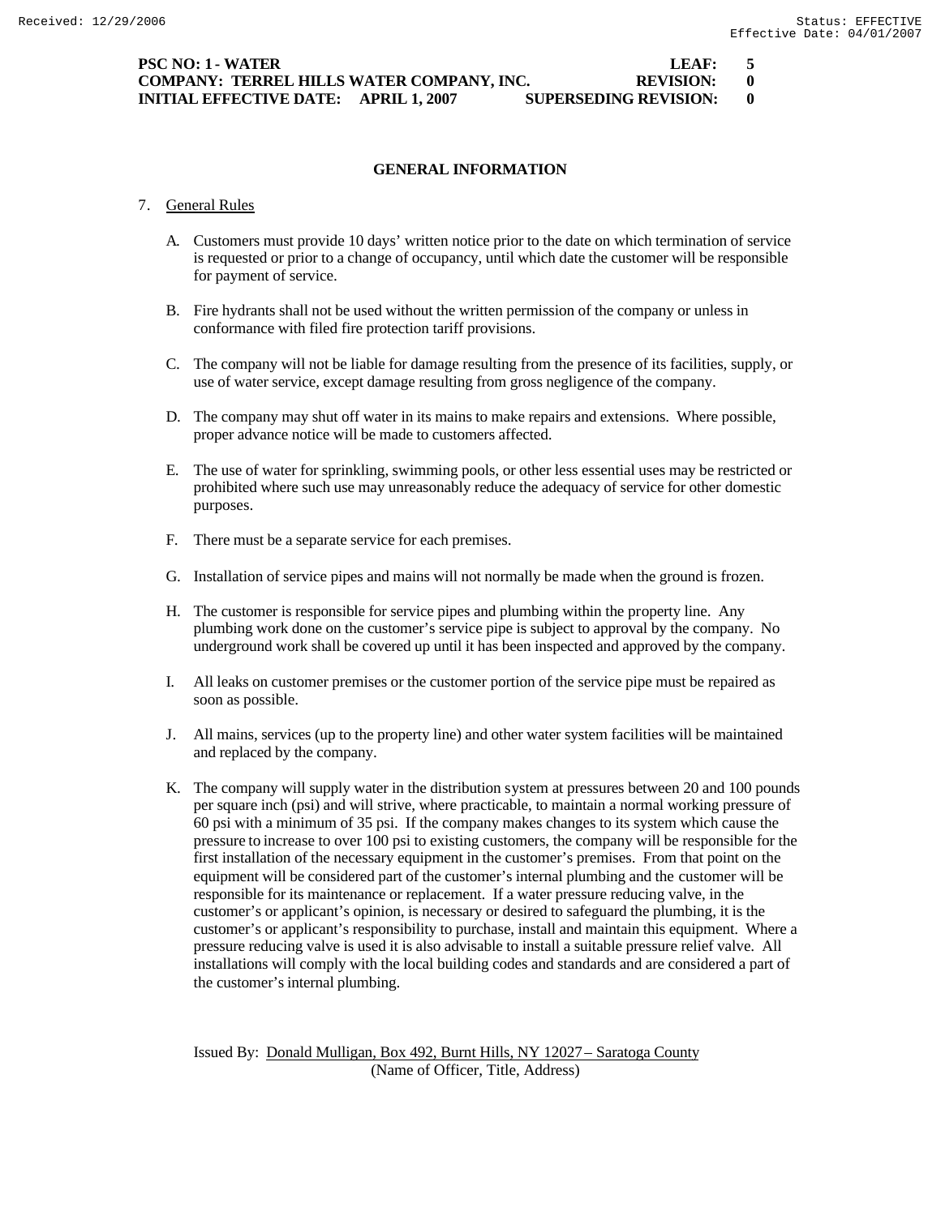**PSC NO: 1 - WATER** **LEAF: 5**
**COMPANY: TERREL HILLS WATER COMPANY, INC.** **REVISION: 0**
**INITIAL EFFECTIVE DATE: APRIL 1, 2007** **SUPERSEDING REVISION: 0**

## GENERAL INFORMATION

7. General Rules

   A. Customers must provide 10 days' written notice prior to the date on which termination of service is requested or prior to a change of occupancy, until which date the customer will be responsible for payment of service.

   B. Fire hydrants shall not be used without the written permission of the company or unless in conformance with filed fire protection tariff provisions.

   C. The company will not be liable for damage resulting from the presence of its facilities, supply, or use of water service, except damage resulting from gross negligence of the company.

   D. The company may shut off water in its mains to make repairs and extensions. Where possible, proper advance notice will be made to customers affected.

   E. The use of water for sprinkling, swimming pools, or other less essential uses may be restricted or prohibited where such use may unreasonably reduce the adequacy of service for other domestic purposes.

   F. There must be a separate service for each premises.

   G. Installation of service pipes and mains will not normally be made when the ground is frozen.

   H. The customer is responsible for service pipes and plumbing within the property line. Any plumbing work done on the customer's service pipe is subject to approval by the company. No underground work shall be covered up until it has been inspected and approved by the company.

   I. All leaks on customer premises or the customer portion of the service pipe must be repaired as soon as possible.

   J. All mains, services (up to the property line) and other water system facilities will be maintained and replaced by the company.

   K. The company will supply water in the distribution system at pressures between 20 and 100 pounds per square inch (psi) and will strive, where practicable, to maintain a normal working pressure of 60 psi with a minimum of 35 psi. If the company makes changes to its system which cause the pressure to increase to over 100 psi to existing customers, the company will be responsible for the first installation of the necessary equipment in the customer's premises. From that point on the equipment will be considered part of the customer's internal plumbing and the customer will be responsible for its maintenance or replacement. If a water pressure reducing valve, in the customer's or applicant's opinion, is necessary or desired to safeguard the plumbing, it is the customer's or applicant's responsibility to purchase, install and maintain this equipment. Where a pressure reducing valve is used it is also advisable to install a suitable pressure relief valve. All installations will comply with the local building codes and standards and are considered a part of the customer's internal plumbing.

Issued By: Donald Mulligan, Box 492, Burnt Hills, NY 12027 – Saratoga County
(Name of Officer, Title, Address)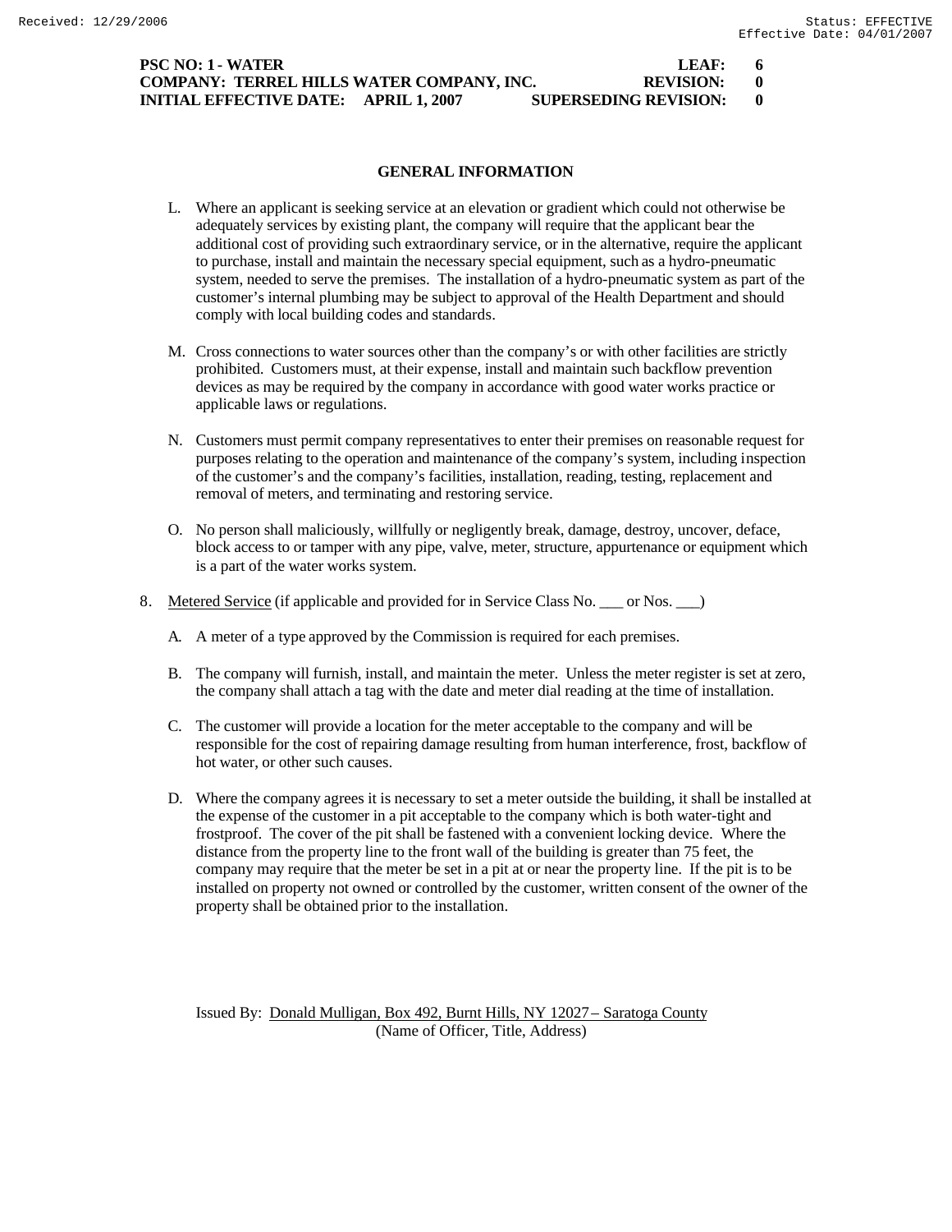**PSC NO: 1 - WATER** **LEAF: 6**
**COMPANY: TERREL HILLS WATER COMPANY, INC.** **REVISION: 0**
**INITIAL EFFECTIVE DATE: APRIL 1, 2007** **SUPERSEDING REVISION: 0**

## GENERAL INFORMATION

L. Where an applicant is seeking service at an elevation or gradient which could not otherwise be adequately services by existing plant, the company will require that the applicant bear the additional cost of providing such extraordinary service, or in the alternative, require the applicant to purchase, install and maintain the necessary special equipment, such as a hydro-pneumatic system, needed to serve the premises. The installation of a hydro-pneumatic system as part of the customer's internal plumbing may be subject to approval of the Health Department and should comply with local building codes and standards.

M. Cross connections to water sources other than the company's or with other facilities are strictly prohibited. Customers must, at their expense, install and maintain such backflow prevention devices as may be required by the company in accordance with good water works practice or applicable laws or regulations.

N. Customers must permit company representatives to enter their premises on reasonable request for purposes relating to the operation and maintenance of the company's system, including inspection of the customer's and the company's facilities, installation, reading, testing, replacement and removal of meters, and terminating and restoring service.

O. No person shall maliciously, willfully or negligently break, damage, destroy, uncover, deface, block access to or tamper with any pipe, valve, meter, structure, appurtenance or equipment which is a part of the water works system.

8. Metered Service (if applicable and provided for in Service Class No. ___ or Nos. ___)

A. A meter of a type approved by the Commission is required for each premises.

B. The company will furnish, install, and maintain the meter. Unless the meter register is set at zero, the company shall attach a tag with the date and meter dial reading at the time of installation.

C. The customer will provide a location for the meter acceptable to the company and will be responsible for the cost of repairing damage resulting from human interference, frost, backflow of hot water, or other such causes.

D. Where the company agrees it is necessary to set a meter outside the building, it shall be installed at the expense of the customer in a pit acceptable to the company which is both water-tight and frostproof. The cover of the pit shall be fastened with a convenient locking device. Where the distance from the property line to the front wall of the building is greater than 75 feet, the company may require that the meter be set in a pit at or near the property line. If the pit is to be installed on property not owned or controlled by the customer, written consent of the owner of the property shall be obtained prior to the installation.

Issued By: Donald Mulligan, Box 492, Burnt Hills, NY 12027 – Saratoga County
(Name of Officer, Title, Address)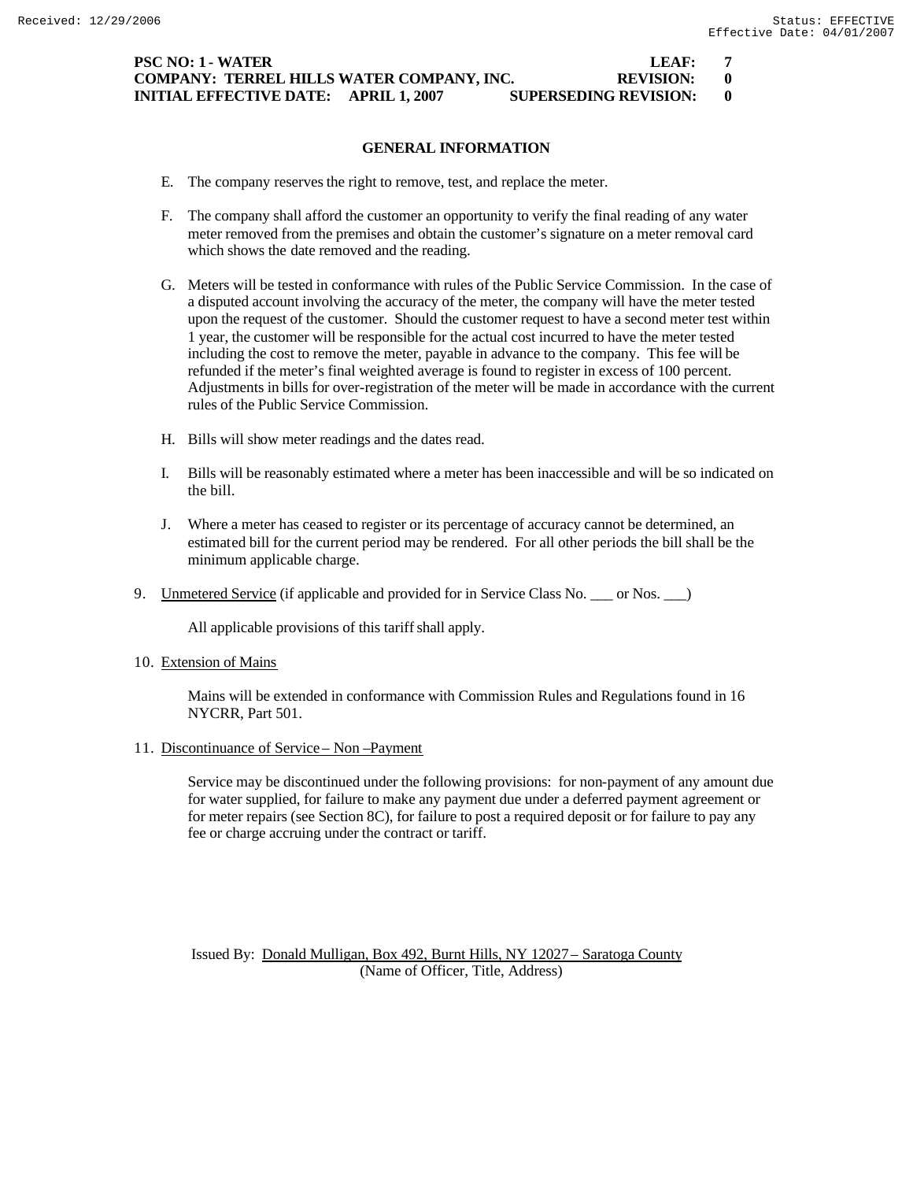**PSC NO: 1 - WATER LEAF: 7**
**COMPANY: TERREL HILLS WATER COMPANY, INC. REVISION: 0**
**INITIAL EFFECTIVE DATE: APRIL 1, 2007 SUPERSEDING REVISION: 0**

## GENERAL INFORMATION

E. The company reserves the right to remove, test, and replace the meter.

F. The company shall afford the customer an opportunity to verify the final reading of any water meter removed from the premises and obtain the customer's signature on a meter removal card which shows the date removed and the reading.

G. Meters will be tested in conformance with rules of the Public Service Commission. In the case of a disputed account involving the accuracy of the meter, the company will have the meter tested upon the request of the customer. Should the customer request to have a second meter test within 1 year, the customer will be responsible for the actual cost incurred to have the meter tested including the cost to remove the meter, payable in advance to the company. This fee will be refunded if the meter's final weighted average is found to register in excess of 100 percent. Adjustments in bills for over-registration of the meter will be made in accordance with the current rules of the Public Service Commission.

H. Bills will show meter readings and the dates read.

I. Bills will be reasonably estimated where a meter has been inaccessible and will be so indicated on the bill.

J. Where a meter has ceased to register or its percentage of accuracy cannot be determined, an estimated bill for the current period may be rendered. For all other periods the bill shall be the minimum applicable charge.

9. Unmetered Service (if applicable and provided for in Service Class No. ___ or Nos. ___)

   All applicable provisions of this tariff shall apply.

10. Extension of Mains

    Mains will be extended in conformance with Commission Rules and Regulations found in 16 NYCRR, Part 501.

11. Discontinuance of Service – Non –Payment

    Service may be discontinued under the following provisions: for non-payment of any amount due for water supplied, for failure to make any payment due under a deferred payment agreement or for meter repairs (see Section 8C), for failure to post a required deposit or for failure to pay any fee or charge accruing under the contract or tariff.

Issued By: Donald Mulligan, Box 492, Burnt Hills, NY 12027 – Saratoga County
(Name of Officer, Title, Address)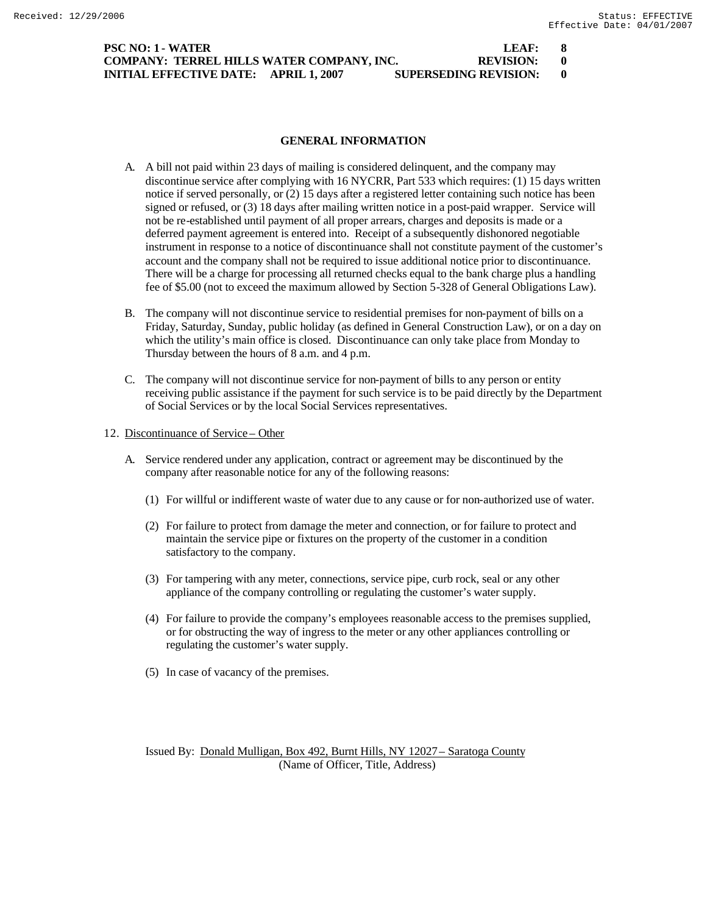PSC NO: 1 - WATER LEAF: 8
COMPANY: TERREL HILLS WATER COMPANY, INC. REVISION: 0
INITIAL EFFECTIVE DATE: APRIL 1, 2007 SUPERSEDING REVISION: 0

## GENERAL INFORMATION

A. A bill not paid within 23 days of mailing is considered delinquent, and the company may discontinue service after complying with 16 NYCRR, Part 533 which requires: (1) 15 days written notice if served personally, or (2) 15 days after a registered letter containing such notice has been signed or refused, or (3) 18 days after mailing written notice in a post-paid wrapper. Service will not be re-established until payment of all proper arrears, charges and deposits is made or a deferred payment agreement is entered into. Receipt of a subsequently dishonored negotiable instrument in response to a notice of discontinuance shall not constitute payment of the customer's account and the company shall not be required to issue additional notice prior to discontinuance. There will be a charge for processing all returned checks equal to the bank charge plus a handling fee of $5.00 (not to exceed the maximum allowed by Section 5-328 of General Obligations Law).

B. The company will not discontinue service to residential premises for non-payment of bills on a Friday, Saturday, Sunday, public holiday (as defined in General Construction Law), or on a day on which the utility's main office is closed. Discontinuance can only take place from Monday to Thursday between the hours of 8 a.m. and 4 p.m.

C. The company will not discontinue service for non-payment of bills to any person or entity receiving public assistance if the payment for such service is to be paid directly by the Department of Social Services or by the local Social Services representatives.

12. Discontinuance of Service – Other

A. Service rendered under any application, contract or agreement may be discontinued by the company after reasonable notice for any of the following reasons:

(1) For willful or indifferent waste of water due to any cause or for non-authorized use of water.

(2) For failure to protect from damage the meter and connection, or for failure to protect and maintain the service pipe or fixtures on the property of the customer in a condition satisfactory to the company.

(3) For tampering with any meter, connections, service pipe, curb rock, seal or any other appliance of the company controlling or regulating the customer's water supply.

(4) For failure to provide the company's employees reasonable access to the premises supplied, or for obstructing the way of ingress to the meter or any other appliances controlling or regulating the customer's water supply.

(5) In case of vacancy of the premises.

Issued By: Donald Mulligan, Box 492, Burnt Hills, NY 12027 – Saratoga County
(Name of Officer, Title, Address)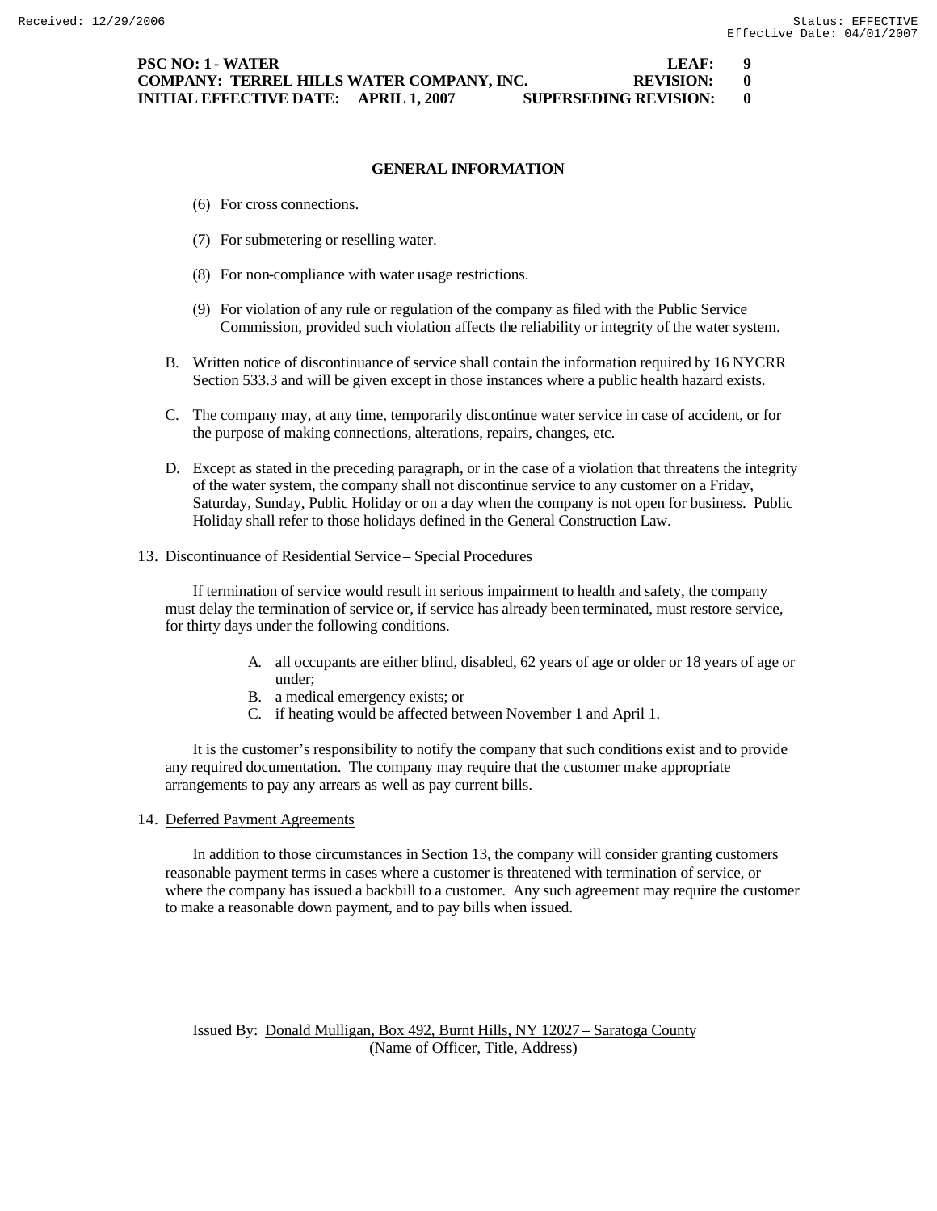**PSC NO: 1 - WATER LEAF: 9**
**COMPANY: TERREL HILLS WATER COMPANY, INC. REVISION: 0**
**INITIAL EFFECTIVE DATE: APRIL 1, 2007 SUPERSEDING REVISION: 0**

## GENERAL INFORMATION

(6) For cross connections.

(7) For submetering or reselling water.

(8) For non-compliance with water usage restrictions.

(9) For violation of any rule or regulation of the company as filed with the Public Service Commission, provided such violation affects the reliability or integrity of the water system.

B. Written notice of discontinuance of service shall contain the information required by 16 NYCRR Section 533.3 and will be given except in those instances where a public health hazard exists.

C. The company may, at any time, temporarily discontinue water service in case of accident, or for the purpose of making connections, alterations, repairs, changes, etc.

D. Except as stated in the preceding paragraph, or in the case of a violation that threatens the integrity of the water system, the company shall not discontinue service to any customer on a Friday, Saturday, Sunday, Public Holiday or on a day when the company is not open for business. Public Holiday shall refer to those holidays defined in the General Construction Law.

13. Discontinuance of Residential Service – Special Procedures

If termination of service would result in serious impairment to health and safety, the company must delay the termination of service or, if service has already been terminated, must restore service, for thirty days under the following conditions.

A. all occupants are either blind, disabled, 62 years of age or older or 18 years of age or under;
B. a medical emergency exists; or
C. if heating would be affected between November 1 and April 1.

It is the customer's responsibility to notify the company that such conditions exist and to provide any required documentation. The company may require that the customer make appropriate arrangements to pay any arrears as well as pay current bills.

14. Deferred Payment Agreements

In addition to those circumstances in Section 13, the company will consider granting customers reasonable payment terms in cases where a customer is threatened with termination of service, or where the company has issued a backbill to a customer. Any such agreement may require the customer to make a reasonable down payment, and to pay bills when issued.

Issued By: Donald Mulligan, Box 492, Burnt Hills, NY 12027 – Saratoga County
(Name of Officer, Title, Address)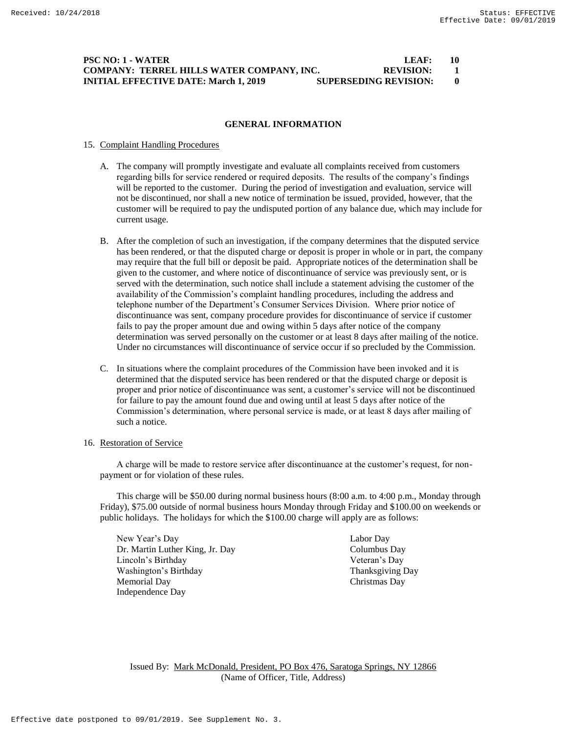**PSC NO: 1 - WATER** **LEAF: 10**
**COMPANY: TERREL HILLS WATER COMPANY, INC.** **REVISION: 1**
**INITIAL EFFECTIVE DATE: March 1, 2019** **SUPERSEDING REVISION: 0**

## GENERAL INFORMATION

15. Complaint Handling Procedures

    A. The company will promptly investigate and evaluate all complaints received from customers regarding bills for service rendered or required deposits. The results of the company's findings will be reported to the customer. During the period of investigation and evaluation, service will not be discontinued, nor shall a new notice of termination be issued, provided, however, that the customer will be required to pay the undisputed portion of any balance due, which may include for current usage.

    B. After the completion of such an investigation, if the company determines that the disputed service has been rendered, or that the disputed charge or deposit is proper in whole or in part, the company may require that the full bill or deposit be paid. Appropriate notices of the determination shall be given to the customer, and where notice of discontinuance of service was previously sent, or is served with the determination, such notice shall include a statement advising the customer of the availability of the Commission's complaint handling procedures, including the address and telephone number of the Department's Consumer Services Division. Where prior notice of discontinuance was sent, company procedure provides for discontinuance of service if customer fails to pay the proper amount due and owing within 5 days after notice of the company determination was served personally on the customer or at least 8 days after mailing of the notice. Under no circumstances will discontinuance of service occur if so precluded by the Commission.

    C. In situations where the complaint procedures of the Commission have been invoked and it is determined that the disputed service has been rendered or that the disputed charge or deposit is proper and prior notice of discontinuance was sent, a customer's service will not be discontinued for failure to pay the amount found due and owing until at least 5 days after notice of the Commission's determination, where personal service is made, or at least 8 days after mailing of such a notice.

16. Restoration of Service

    A charge will be made to restore service after discontinuance at the customer's request, for non-payment or for violation of these rules.

    This charge will be $50.00 during normal business hours (8:00 a.m. to 4:00 p.m., Monday through Friday), $75.00 outside of normal business hours Monday through Friday and $100.00 on weekends or public holidays. The holidays for which the $100.00 charge will apply are as follows:

    - New Year's Day
    - Dr. Martin Luther King, Jr. Day
    - Lincoln's Birthday
    - Washington's Birthday
    - Memorial Day
    - Independence Day
    - Labor Day
    - Columbus Day
    - Veteran's Day
    - Thanksgiving Day
    - Christmas Day

Issued By: Mark McDonald, President, PO Box 476, Saratoga Springs, NY 12866
(Name of Officer, Title, Address)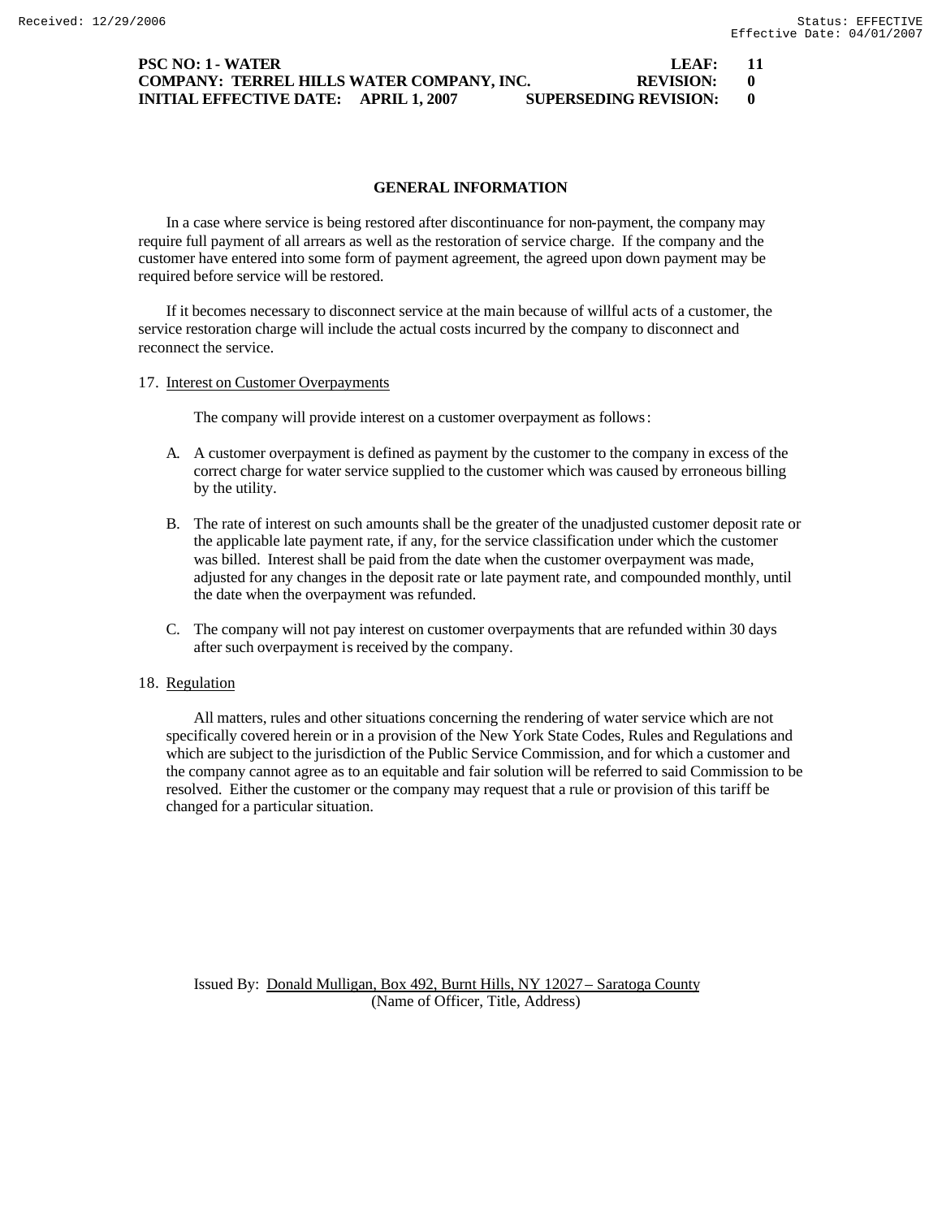## GENERAL INFORMATION

In a case where service is being restored after discontinuance for non-payment, the company may require full payment of all arrears as well as the restoration of service charge. If the company and the customer have entered into some form of payment agreement, the agreed upon down payment may be required before service will be restored.

If it becomes necessary to disconnect service at the main because of willful acts of a customer, the service restoration charge will include the actual costs incurred by the company to disconnect and reconnect the service.

17. Interest on Customer Overpayments

The company will provide interest on a customer overpayment as follows:

A. A customer overpayment is defined as payment by the customer to the company in excess of the correct charge for water service supplied to the customer which was caused by erroneous billing by the utility.

B. The rate of interest on such amounts shall be the greater of the unadjusted customer deposit rate or the applicable late payment rate, if any, for the service classification under which the customer was billed. Interest shall be paid from the date when the customer overpayment was made, adjusted for any changes in the deposit rate or late payment rate, and compounded monthly, until the date when the overpayment was refunded.

C. The company will not pay interest on customer overpayments that are refunded within 30 days after such overpayment is received by the company.

18. Regulation

All matters, rules and other situations concerning the rendering of water service which are not specifically covered herein or in a provision of the New York State Codes, Rules and Regulations and which are subject to the jurisdiction of the Public Service Commission, and for which a customer and the company cannot agree as to an equitable and fair solution will be referred to said Commission to be resolved. Either the customer or the company may request that a rule or provision of this tariff be changed for a particular situation.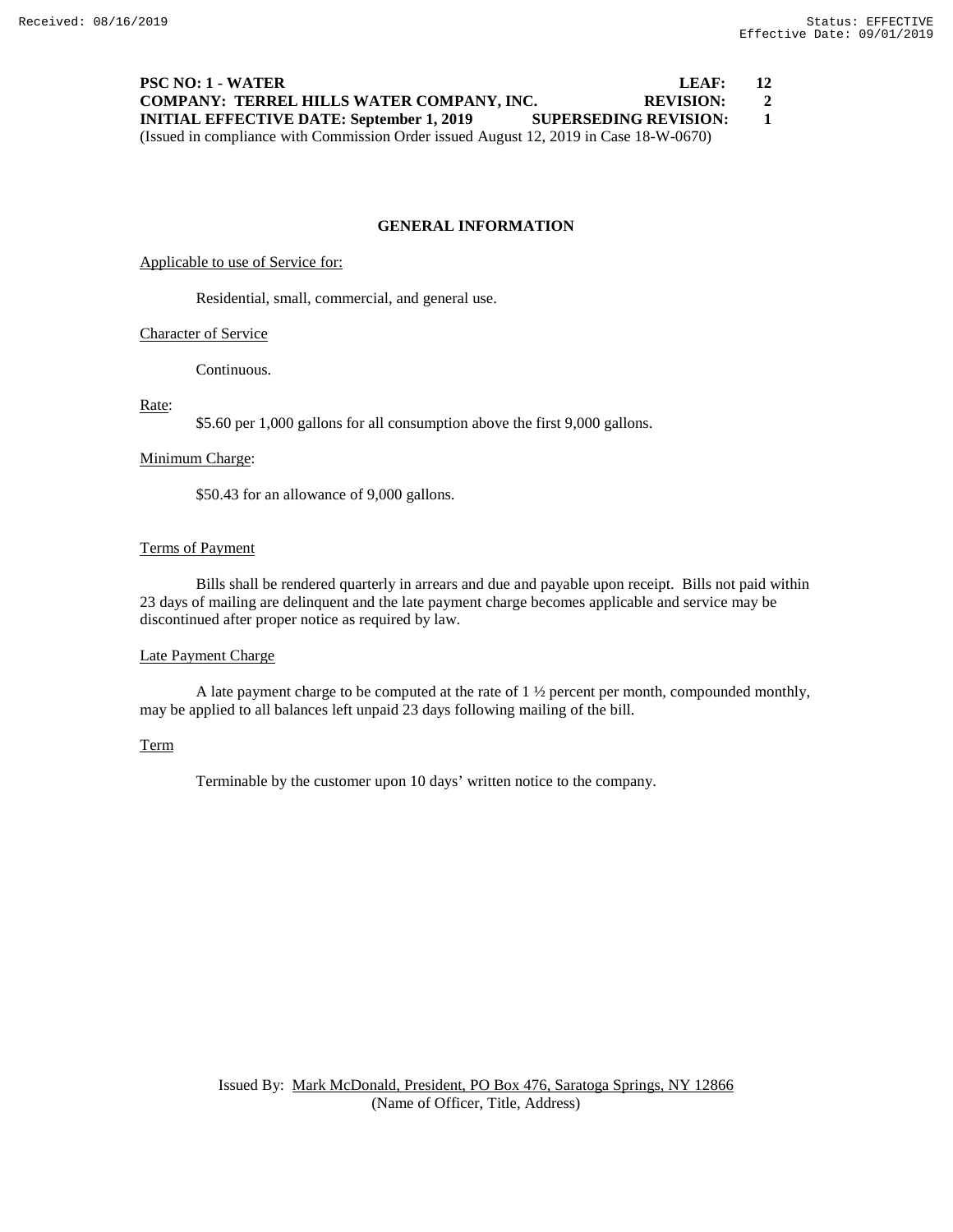**PSC NO: 1 - WATER** **LEAF: 12**
**COMPANY: TERREL HILLS WATER COMPANY, INC.** **REVISION: 2**
**INITIAL EFFECTIVE DATE: September 1, 2019** **SUPERSEDING REVISION: 1**
(Issued in compliance with Commission Order issued August 12, 2019 in Case 18-W-0670)

## GENERAL INFORMATION

Applicable to use of Service for:

Residential, small, commercial, and general use.

Character of Service

Continuous.

Rate:

$5.60 per 1,000 gallons for all consumption above the first 9,000 gallons.

Minimum Charge:

$50.43 for an allowance of 9,000 gallons.

Terms of Payment

Bills shall be rendered quarterly in arrears and due and payable upon receipt. Bills not paid within 23 days of mailing are delinquent and the late payment charge becomes applicable and service may be discontinued after proper notice as required by law.

Late Payment Charge

A late payment charge to be computed at the rate of 1 ½ percent per month, compounded monthly, may be applied to all balances left unpaid 23 days following mailing of the bill.

Term

Terminable by the customer upon 10 days' written notice to the company.

Issued By: Mark McDonald, President, PO Box 476, Saratoga Springs, NY 12866
(Name of Officer, Title, Address)